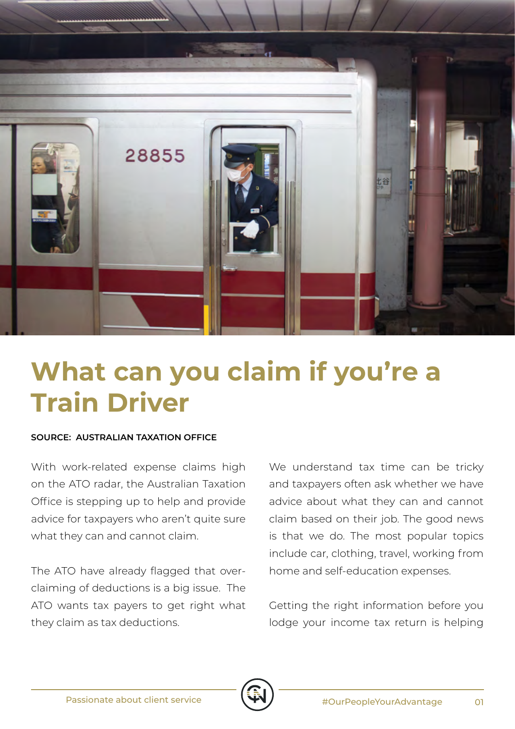# What can you claim if you're a Train Driver

**SOURCE: AUSTRALIAN TAXATION OFFICE**

With work-related expense claims high on the ATO radar, the Australian Taxation Office is stepping up to help and provide advice for taxpayers who aren't quite sure what they can and cannot claim.

The ATO have already flagged that over-claiming of deductions is a big issue. The ATO wants tax payers to get right what they claim as tax deductions.

We understand tax time can be tricky and taxpayers often ask whether we have advice about what they can and cannot claim based on their job. The good news is that we do. The most popular topics include car, clothing, travel, working from home and self-education expenses.

Getting the right information before you lodge your income tax return is helping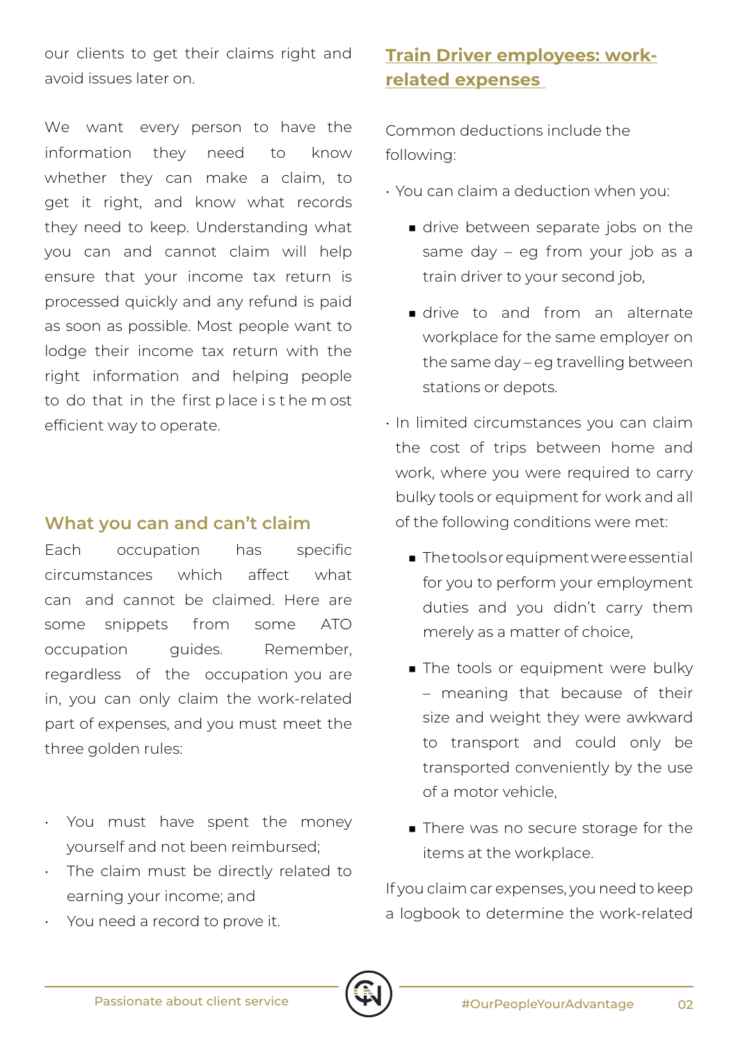our clients to get their claims right and avoid issues later on.

We want every person to have the information they need to know whether they can make a claim, to get it right, and know what records they need to keep. Understanding what you can and cannot claim will help ensure that your income tax return is processed quickly and any refund is paid as soon as possible. Most people want to lodge their income tax return with the right information and helping people to do that in the first place is the most efficient way to operate.

## What you can and can't claim

Each occupation has specific circumstances which affect what can and cannot be claimed. Here are some snippets from some ATO occupation guides. Remember, regardless of the occupation you are in, you can only claim the work-related part of expenses, and you must meet the three golden rules:

- You must have spent the money yourself and not been reimbursed;
- The claim must be directly related to earning your income; and
- You need a record to prove it.

## Train Driver employees: work-related expenses

Common deductions include the following:

- You can claim a deduction when you:
  - drive between separate jobs on the same day – eg from your job as a train driver to your second job,
  - drive to and from an alternate workplace for the same employer on the same day – eg travelling between stations or depots.
- In limited circumstances you can claim the cost of trips between home and work, where you were required to carry bulky tools or equipment for work and all of the following conditions were met:
  - The tools or equipment were essential for you to perform your employment duties and you didn't carry them merely as a matter of choice,
  - The tools or equipment were bulky – meaning that because of their size and weight they were awkward to transport and could only be transported conveniently by the use of a motor vehicle,
  - There was no secure storage for the items at the workplace.

If you claim car expenses, you need to keep a logbook to determine the work-related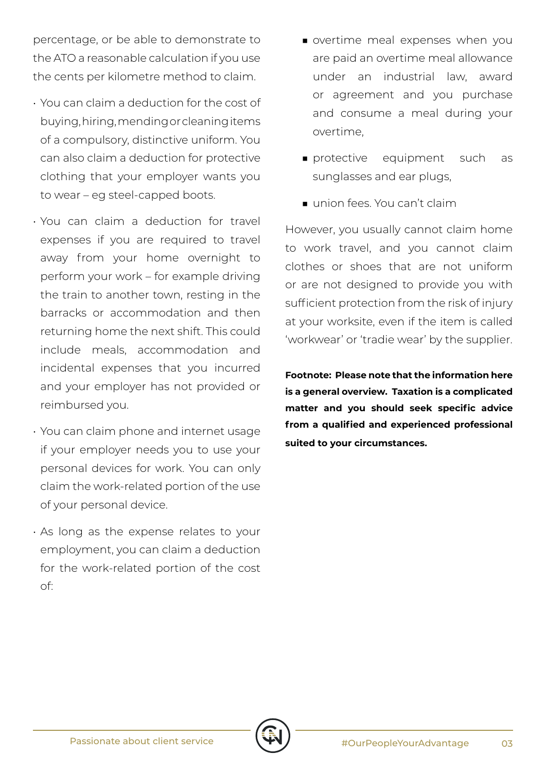percentage, or be able to demonstrate to the ATO a reasonable calculation if you use the cents per kilometre method to claim.

- You can claim a deduction for the cost of buying, hiring, mending or cleaning items of a compulsory, distinctive uniform. You can also claim a deduction for protective clothing that your employer wants you to wear – eg steel-capped boots.
- You can claim a deduction for travel expenses if you are required to travel away from your home overnight to perform your work – for example driving the train to another town, resting in the barracks or accommodation and then returning home the next shift. This could include meals, accommodation and incidental expenses that you incurred and your employer has not provided or reimbursed you.
- You can claim phone and internet usage if your employer needs you to use your personal devices for work. You can only claim the work-related portion of the use of your personal device.
- As long as the expense relates to your employment, you can claim a deduction for the work-related portion of the cost of:
  - overtime meal expenses when you are paid an overtime meal allowance under an industrial law, award or agreement and you purchase and consume a meal during your overtime,
  - protective equipment such as sunglasses and ear plugs,
  - union fees. You can't claim

However, you usually cannot claim home to work travel, and you cannot claim clothes or shoes that are not uniform or are not designed to provide you with sufficient protection from the risk of injury at your worksite, even if the item is called 'workwear' or 'tradie wear' by the supplier.

**Footnote: Please note that the information here is a general overview. Taxation is a complicated matter and you should seek specific advice from a qualified and experienced professional suited to your circumstances.**